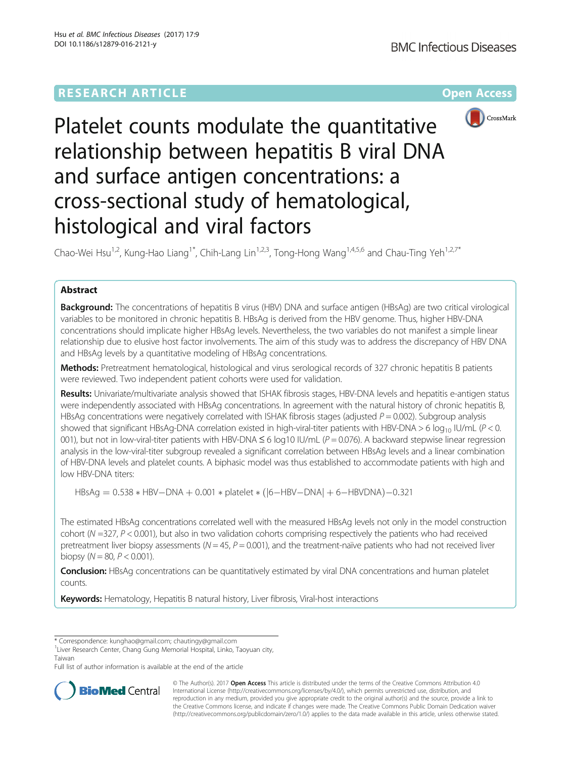RESEARCH ARTICLE

Open Access

# Platelet counts modulate the quantitative relationship between hepatitis B viral DNA and surface antigen concentrations: a cross-sectional study of hematological, histological and viral factors

Chao-Wei Hsu[1,2], Kung-Hao Liang[1*], Chih-Lang Lin[1,2,3], Tong-Hong Wang[1,4,5,6] and Chau-Ting Yeh[1,2,7*]

## Abstract

**Background:** The concentrations of hepatitis B virus (HBV) DNA and surface antigen (HBsAg) are two critical virological variables to be monitored in chronic hepatitis B. HBsAg is derived from the HBV genome. Thus, higher HBV-DNA concentrations should implicate higher HBsAg levels. Nevertheless, the two variables do not manifest a simple linear relationship due to elusive host factor involvements. The aim of this study was to address the discrepancy of HBV DNA and HBsAg levels by a quantitative modeling of HBsAg concentrations.

**Methods:** Pretreatment hematological, histological and virus serological records of 327 chronic hepatitis B patients were reviewed. Two independent patient cohorts were used for validation.

**Results:** Univariate/multivariate analysis showed that ISHAK fibrosis stages, HBV-DNA levels and hepatitis e-antigen status were independently associated with HBsAg concentrations. In agreement with the natural history of chronic hepatitis B, HBsAg concentrations were negatively correlated with ISHAK fibrosis stages (adjusted $P = 0.002$). Subgroup analysis showed that significant HBsAg-DNA correlation existed in high-viral-titer patients with HBV-DNA > 6 $\log_{10}$ IU/mL ($P < 0.001$), but not in low-viral-titer patients with HBV-DNA ≤ 6 log10 IU/mL ($P = 0.076$). A backward stepwise linear regression analysis in the low-viral-titer subgroup revealed a significant correlation between HBsAg levels and a linear combination of HBV-DNA levels and platelet counts. A biphasic model was thus established to accommodate patients with high and low HBV-DNA titers:

$$\mathrm{HBsAg} = 0.538 * \mathrm{HBV{-}DNA} + 0.001 * \mathrm{platelet} * (|6{-}\mathrm{HBV{-}DNA}| + 6{-}\mathrm{HBVDNA}){-}0.321$$

The estimated HBsAg concentrations correlated well with the measured HBsAg levels not only in the model construction cohort ($N = 327$, $P < 0.001$), but also in two validation cohorts comprising respectively the patients who had received pretreatment liver biopsy assessments ($N = 45$, $P = 0.001$), and the treatment-naïve patients who had not received liver biopsy ($N = 80$, $P < 0.001$).

**Conclusion:** HBsAg concentrations can be quantitatively estimated by viral DNA concentrations and human platelet counts.

**Keywords:** Hematology, Hepatitis B natural history, Liver fibrosis, Viral-host interactions

---

* Correspondence: kunghao@gmail.com; chautingy@gmail.com
[1]Liver Research Center, Chang Gung Memorial Hospital, Linko, Taoyuan city, Taiwan
Full list of author information is available at the end of the article

© The Author(s). 2017 **Open Access** This article is distributed under the terms of the Creative Commons Attribution 4.0 International License (http://creativecommons.org/licenses/by/4.0/), which permits unrestricted use, distribution, and reproduction in any medium, provided you give appropriate credit to the original author(s) and the source, provide a link to the Creative Commons license, and indicate if changes were made. The Creative Commons Public Domain Dedication waiver (http://creativecommons.org/publicdomain/zero/1.0/) applies to the data made available in this article, unless otherwise stated.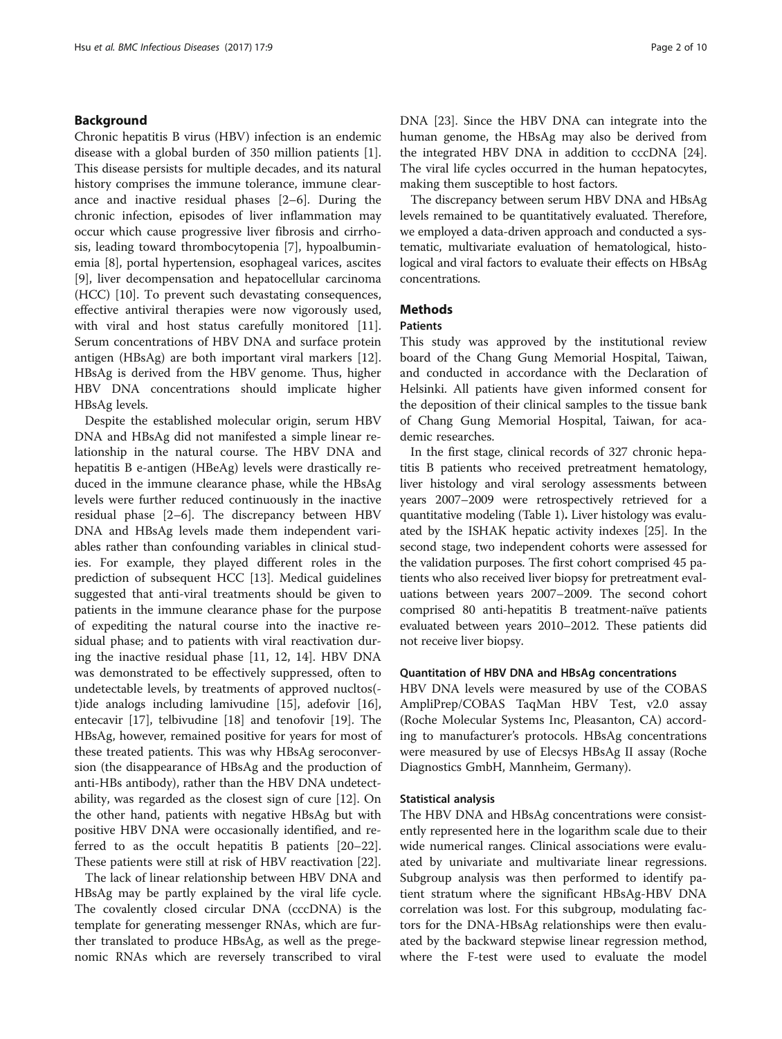## Background

Chronic hepatitis B virus (HBV) infection is an endemic disease with a global burden of 350 million patients [1]. This disease persists for multiple decades, and its natural history comprises the immune tolerance, immune clearance and inactive residual phases [2–6]. During the chronic infection, episodes of liver inflammation may occur which cause progressive liver fibrosis and cirrhosis, leading toward thrombocytopenia [7], hypoalbuminemia [8], portal hypertension, esophageal varices, ascites [9], liver decompensation and hepatocellular carcinoma (HCC) [10]. To prevent such devastating consequences, effective antiviral therapies were now vigorously used, with viral and host status carefully monitored [11]. Serum concentrations of HBV DNA and surface protein antigen (HBsAg) are both important viral markers [12]. HBsAg is derived from the HBV genome. Thus, higher HBV DNA concentrations should implicate higher HBsAg levels.

Despite the established molecular origin, serum HBV DNA and HBsAg did not manifested a simple linear relationship in the natural course. The HBV DNA and hepatitis B e-antigen (HBeAg) levels were drastically reduced in the immune clearance phase, while the HBsAg levels were further reduced continuously in the inactive residual phase [2–6]. The discrepancy between HBV DNA and HBsAg levels made them independent variables rather than confounding variables in clinical studies. For example, they played different roles in the prediction of subsequent HCC [13]. Medical guidelines suggested that anti-viral treatments should be given to patients in the immune clearance phase for the purpose of expediting the natural course into the inactive residual phase; and to patients with viral reactivation during the inactive residual phase [11, 12, 14]. HBV DNA was demonstrated to be effectively suppressed, often to undetectable levels, by treatments of approved nucltos(-t)ide analogs including lamivudine [15], adefovir [16], entecavir [17], telbivudine [18] and tenofovir [19]. The HBsAg, however, remained positive for years for most of these treated patients. This was why HBsAg seroconversion (the disappearance of HBsAg and the production of anti-HBs antibody), rather than the HBV DNA undetectability, was regarded as the closest sign of cure [12]. On the other hand, patients with negative HBsAg but with positive HBV DNA were occasionally identified, and referred to as the occult hepatitis B patients [20–22]. These patients were still at risk of HBV reactivation [22].

The lack of linear relationship between HBV DNA and HBsAg may be partly explained by the viral life cycle. The covalently closed circular DNA (cccDNA) is the template for generating messenger RNAs, which are further translated to produce HBsAg, as well as the pregenomic RNAs which are reversely transcribed to viral DNA [23]. Since the HBV DNA can integrate into the human genome, the HBsAg may also be derived from the integrated HBV DNA in addition to cccDNA [24]. The viral life cycles occurred in the human hepatocytes, making them susceptible to host factors.

The discrepancy between serum HBV DNA and HBsAg levels remained to be quantitatively evaluated. Therefore, we employed a data-driven approach and conducted a systematic, multivariate evaluation of hematological, histological and viral factors to evaluate their effects on HBsAg concentrations.

## Methods

### Patients

This study was approved by the institutional review board of the Chang Gung Memorial Hospital, Taiwan, and conducted in accordance with the Declaration of Helsinki. All patients have given informed consent for the deposition of their clinical samples to the tissue bank of Chang Gung Memorial Hospital, Taiwan, for academic researches.

In the first stage, clinical records of 327 chronic hepatitis B patients who received pretreatment hematology, liver histology and viral serology assessments between years 2007–2009 were retrospectively retrieved for a quantitative modeling (Table 1). Liver histology was evaluated by the ISHAK hepatic activity indexes [25]. In the second stage, two independent cohorts were assessed for the validation purposes. The first cohort comprised 45 patients who also received liver biopsy for pretreatment evaluations between years 2007–2009. The second cohort comprised 80 anti-hepatitis B treatment-naïve patients evaluated between years 2010–2012. These patients did not receive liver biopsy.

### Quantitation of HBV DNA and HBsAg concentrations

HBV DNA levels were measured by use of the COBAS AmpliPrep/COBAS TaqMan HBV Test, v2.0 assay (Roche Molecular Systems Inc, Pleasanton, CA) according to manufacturer's protocols. HBsAg concentrations were measured by use of Elecsys HBsAg II assay (Roche Diagnostics GmbH, Mannheim, Germany).

### Statistical analysis

The HBV DNA and HBsAg concentrations were consistently represented here in the logarithm scale due to their wide numerical ranges. Clinical associations were evaluated by univariate and multivariate linear regressions. Subgroup analysis was then performed to identify patient stratum where the significant HBsAg-HBV DNA correlation was lost. For this subgroup, modulating factors for the DNA-HBsAg relationships were then evaluated by the backward stepwise linear regression method, where the F-test were used to evaluate the model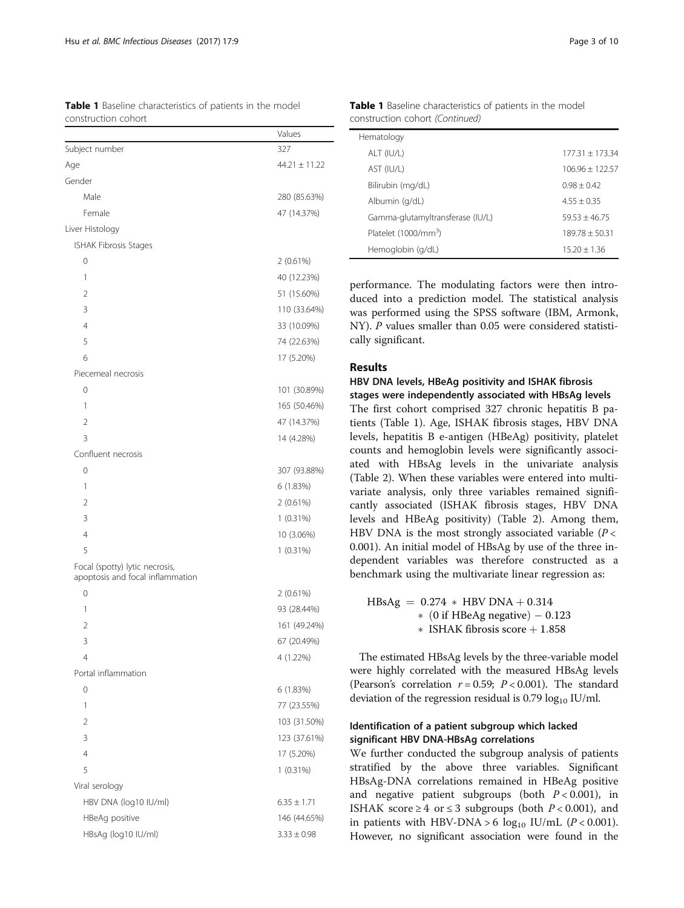**Table 1** Baseline characteristics of patients in the model construction cohort

| | Values |
|---|---|
| Subject number | 327 |
| Age | 44.21 ± 11.22 |
| Gender | |
| Male | 280 (85.63%) |
| Female | 47 (14.37%) |
| Liver Histology | |
| ISHAK Fibrosis Stages | |
| 0 | 2 (0.61%) |
| 1 | 40 (12.23%) |
| 2 | 51 (15.60%) |
| 3 | 110 (33.64%) |
| 4 | 33 (10.09%) |
| 5 | 74 (22.63%) |
| 6 | 17 (5.20%) |
| Piecemeal necrosis | |
| 0 | 101 (30.89%) |
| 1 | 165 (50.46%) |
| 2 | 47 (14.37%) |
| 3 | 14 (4.28%) |
| Confluent necrosis | |
| 0 | 307 (93.88%) |
| 1 | 6 (1.83%) |
| 2 | 2 (0.61%) |
| 3 | 1 (0.31%) |
| 4 | 10 (3.06%) |
| 5 | 1 (0.31%) |
| Focal (spotty) lytic necrosis, apoptosis and focal inflammation | |
| 0 | 2 (0.61%) |
| 1 | 93 (28.44%) |
| 2 | 161 (49.24%) |
| 3 | 67 (20.49%) |
| 4 | 4 (1.22%) |
| Portal inflammation | |
| 0 | 6 (1.83%) |
| 1 | 77 (23.55%) |
| 2 | 103 (31.50%) |
| 3 | 123 (37.61%) |
| 4 | 17 (5.20%) |
| 5 | 1 (0.31%) |
| Viral serology | |
| HBV DNA (log10 IU/ml) | 6.35 ± 1.71 |
| HBeAg positive | 146 (44.65%) |
| HBsAg (log10 IU/ml) | 3.33 ± 0.98 |
| Hematology | |
| ALT (IU/L) | 177.31 ± 173.34 |
| AST (IU/L) | 106.96 ± 122.57 |
| Bilirubin (mg/dL) | 0.98 ± 0.42 |
| Albumin (g/dL) | 4.55 ± 0.35 |
| Gamma-glutamyltransferase (IU/L) | 59.53 ± 46.75 |
| Platelet (1000/mm$^3$) | 189.78 ± 50.31 |
| Hemoglobin (g/dL) | 15.20 ± 1.36 |

performance. The modulating factors were then introduced into a prediction model. The statistical analysis was performed using the SPSS software (IBM, Armonk, NY). *P* values smaller than 0.05 were considered statistically significant.

## Results

### HBV DNA levels, HBeAg positivity and ISHAK fibrosis stages were independently associated with HBsAg levels

The first cohort comprised 327 chronic hepatitis B patients (Table 1). Age, ISHAK fibrosis stages, HBV DNA levels, hepatitis B e-antigen (HBeAg) positivity, platelet counts and hemoglobin levels were significantly associated with HBsAg levels in the univariate analysis (Table 2). When these variables were entered into multivariate analysis, only three variables remained significantly associated (ISHAK fibrosis stages, HBV DNA levels and HBeAg positivity) (Table 2). Among them, HBV DNA is the most strongly associated variable ($P < 0.001$). An initial model of HBsAg by use of the three independent variables was therefore constructed as a benchmark using the multivariate linear regression as:

$$\begin{aligned} \text{HBsAg} = {} & 0.274 * \text{HBV DNA} + 0.314 \\ & * (\text{0 if HBeAg negative}) - 0.123 \\ & * \text{ISHAK fibrosis score} + 1.858 \end{aligned}$$

The estimated HBsAg levels by the three-variable model were highly correlated with the measured HBsAg levels (Pearson's correlation $r = 0.59$; $P < 0.001$). The standard deviation of the regression residual is 0.79 $\log_{10}$ IU/ml.

### Identification of a patient subgroup which lacked significant HBV DNA-HBsAg correlations

We further conducted the subgroup analysis of patients stratified by the above three variables. Significant HBsAg-DNA correlations remained in HBeAg positive and negative patient subgroups (both $P < 0.001$), in ISHAK score ≥ 4 or ≤ 3 subgroups (both $P < 0.001$), and in patients with HBV-DNA > 6 $\log_{10}$ IU/mL ($P < 0.001$). However, no significant association were found in the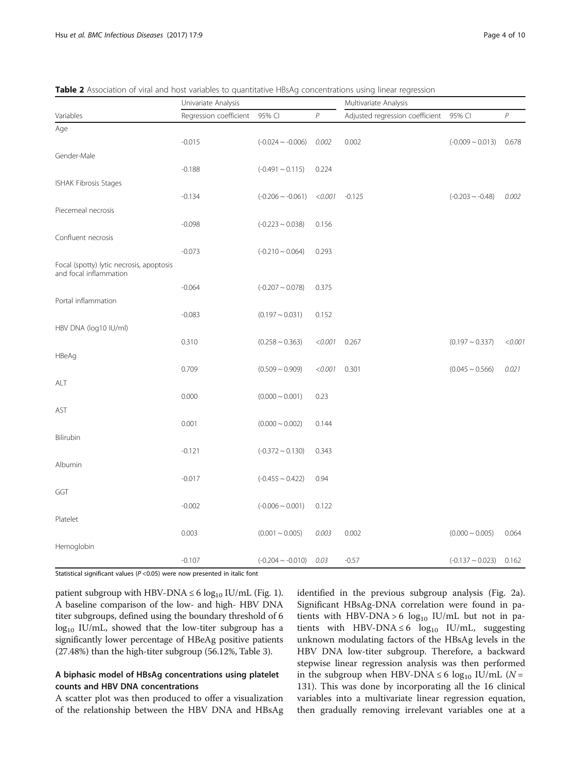**Table 2** Association of viral and host variables to quantitative HBsAg concentrations using linear regression

| Variables | Univariate Analysis | | | Multivariate Analysis | | |
|---|---|---|---|---|---|---|
| | Regression coefficient | 95% CI | *P* | Adjusted regression coefficient | 95% CI | *P* |
| Age | | | | | | |
| | -0.015 | (-0.024 ~ -0.006) | *0.002* | 0.002 | (-0.009 ~ 0.013) | 0.678 |
| Gender-Male | | | | | | |
| | -0.188 | (-0.491 ~ 0.115) | 0.224 | | | |
| ISHAK Fibrosis Stages | | | | | | |
| | -0.134 | (-0.206 ~ -0.061) | *<0.001* | -0.125 | (-0.203 ~ -0.48) | *0.002* |
| Piecemeal necrosis | | | | | | |
| | -0.098 | (-0.223 ~ 0.038) | 0.156 | | | |
| Confluent necrosis | | | | | | |
| | -0.073 | (-0.210 ~ 0.064) | 0.293 | | | |
| Focal (spotty) lytic necrosis, apoptosis and focal inflammation | | | | | | |
| | -0.064 | (-0.207 ~ 0.078) | 0.375 | | | |
| Portal inflammation | | | | | | |
| | -0.083 | (0.197 ~ 0.031) | 0.152 | | | |
| HBV DNA (log10 IU/ml) | | | | | | |
| | 0.310 | (0.258 ~ 0.363) | *<0.001* | 0.267 | (0.197 ~ 0.337) | *<0.001* |
| HBeAg | | | | | | |
| | 0.709 | (0.509 ~ 0.909) | *<0.001* | 0.301 | (0.045 ~ 0.566) | *0.021* |
| ALT | | | | | | |
| | 0.000 | (0.000 ~ 0.001) | 0.23 | | | |
| AST | | | | | | |
| | 0.001 | (0.000 ~ 0.002) | 0.144 | | | |
| Bilirubin | | | | | | |
| | -0.121 | (-0.372 ~ 0.130) | 0.343 | | | |
| Albumin | | | | | | |
| | -0.017 | (-0.455 ~ 0.422) | 0.94 | | | |
| GGT | | | | | | |
| | -0.002 | (-0.006 ~ 0.001) | 0.122 | | | |
| Platelet | | | | | | |
| | 0.003 | (0.001 ~ 0.005) | *0.003* | 0.002 | (0.000 ~ 0.005) | 0.064 |
| Hemoglobin | | | | | | |
| | -0.107 | (-0.204 ~ -0.010) | *0.03* | -0.57 | (-0.137 ~ 0.023) | 0.162 |

Statistical significant values ($P$ <0.05) were now presented in italic font

patient subgroup with HBV-DNA ≤ 6 $\log_{10}$ IU/mL (Fig. 1). A baseline comparison of the low- and high- HBV DNA titer subgroups, defined using the boundary threshold of 6 $\log_{10}$ IU/mL, showed that the low-titer subgroup has a significantly lower percentage of HBeAg positive patients (27.48%) than the high-titer subgroup (56.12%, Table 3).

## A biphasic model of HBsAg concentrations using platelet counts and HBV DNA concentrations

A scatter plot was then produced to offer a visualization of the relationship between the HBV DNA and HBsAg identified in the previous subgroup analysis (Fig. 2a). Significant HBsAg-DNA correlation were found in patients with HBV-DNA > 6 $\log_{10}$ IU/mL but not in patients with HBV-DNA ≤ 6 $\log_{10}$ IU/mL, suggesting unknown modulating factors of the HBsAg levels in the HBV DNA low-titer subgroup. Therefore, a backward stepwise linear regression analysis was then performed in the subgroup when HBV-DNA ≤ 6 $\log_{10}$ IU/mL ($N$ = 131). This was done by incorporating all the 16 clinical variables into a multivariate linear regression equation, then gradually removing irrelevant variables one at a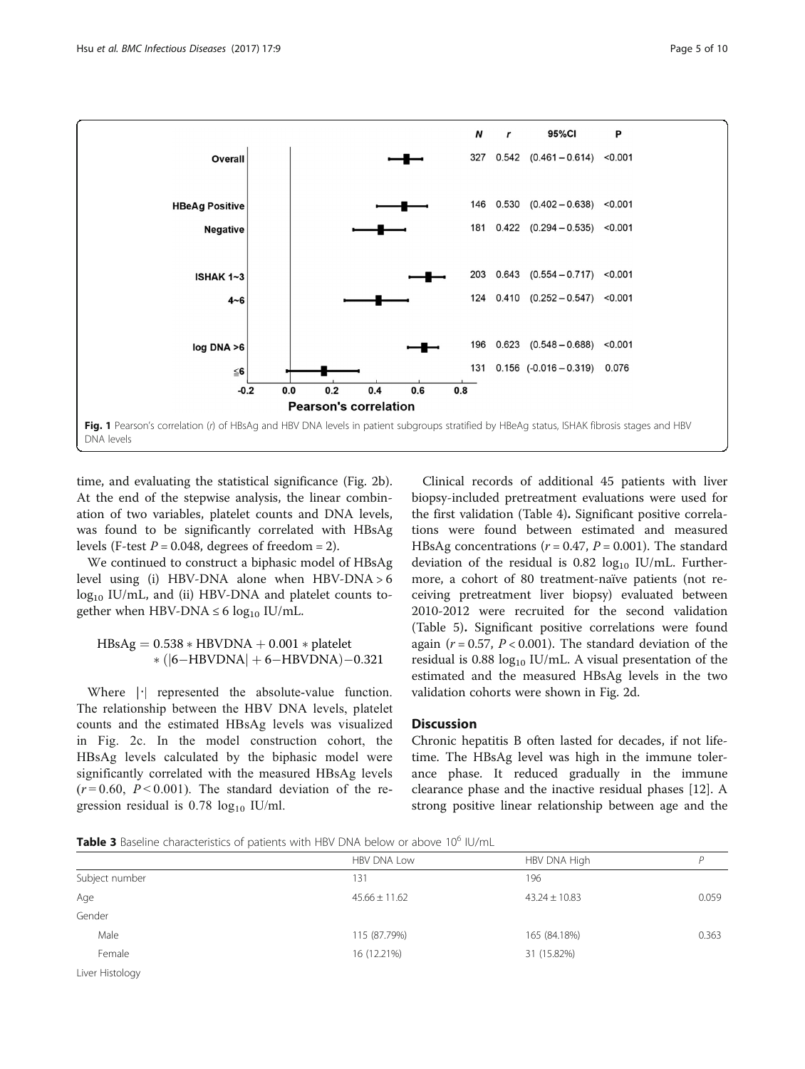| | N | r | 95%CI | P |
|---|---|---|---|---|
| Overall | 327 | 0.542 | (0.461 – 0.614) | <0.001 |
| HBeAg Positive | 146 | 0.530 | (0.402 – 0.638) | <0.001 |
| Negative | 181 | 0.422 | (0.294 – 0.535) | <0.001 |
| ISHAK 1~3 | 203 | 0.643 | (0.554 – 0.717) | <0.001 |
| 4~6 | 124 | 0.410 | (0.252 – 0.547) | <0.001 |
| log DNA >6 | 196 | 0.623 | (0.548 – 0.688) | <0.001 |
| ≦6 | 131 | 0.156 | (-0.016 – 0.319) | 0.076 |

**Fig. 1** Pearson's correlation (*r*) of HBsAg and HBV DNA levels in patient subgroups stratified by HBeAg status, ISHAK fibrosis stages and HBV DNA levels

time, and evaluating the statistical significance (Fig. 2b). At the end of the stepwise analysis, the linear combination of two variables, platelet counts and DNA levels, was found to be significantly correlated with HBsAg levels (F-test $P = 0.048$, degrees of freedom = 2).

We continued to construct a biphasic model of HBsAg level using (i) HBV-DNA alone when HBV-DNA > 6 $\log_{10}$ IU/mL, and (ii) HBV-DNA and platelet counts together when HBV-DNA ≤ 6 $\log_{10}$ IU/mL.

$$\begin{aligned} \text{HBsAg} = &\ 0.538 * \text{HBVDNA} + 0.001 * \text{platelet} \\ &* (|6 - \text{HBVDNA}| + 6 - \text{HBVDNA}) - 0.321 \end{aligned}$$

Where $|\cdot|$ represented the absolute-value function. The relationship between the HBV DNA levels, platelet counts and the estimated HBsAg levels was visualized in Fig. 2c. In the model construction cohort, the HBsAg levels calculated by the biphasic model were significantly correlated with the measured HBsAg levels ($r = 0.60$, $P < 0.001$). The standard deviation of the regression residual is 0.78 $\log_{10}$ IU/ml.

Clinical records of additional 45 patients with liver biopsy-included pretreatment evaluations were used for the first validation (Table 4). Significant positive correlations were found between estimated and measured HBsAg concentrations ($r = 0.47$, $P = 0.001$). The standard deviation of the residual is 0.82 $\log_{10}$ IU/mL. Furthermore, a cohort of 80 treatment-naïve patients (not receiving pretreatment liver biopsy) evaluated between 2010-2012 were recruited for the second validation (Table 5). Significant positive correlations were found again ($r = 0.57$, $P < 0.001$). The standard deviation of the residual is 0.88 $\log_{10}$ IU/mL. A visual presentation of the estimated and the measured HBsAg levels in the two validation cohorts were shown in Fig. 2d.

## Discussion

Chronic hepatitis B often lasted for decades, if not lifetime. The HBsAg level was high in the immune tolerance phase. It reduced gradually in the immune clearance phase and the inactive residual phases [12]. A strong positive linear relationship between age and the

**Table 3** Baseline characteristics of patients with HBV DNA below or above $10^6$ IU/mL

| | HBV DNA Low | HBV DNA High | *P* |
|---|---|---|---|
| Subject number | 131 | 196 | |
| Age | 45.66 ± 11.62 | 43.24 ± 10.83 | 0.059 |
| Gender | | | |
| Male | 115 (87.79%) | 165 (84.18%) | 0.363 |
| Female | 16 (12.21%) | 31 (15.82%) | |
| Liver Histology | | | |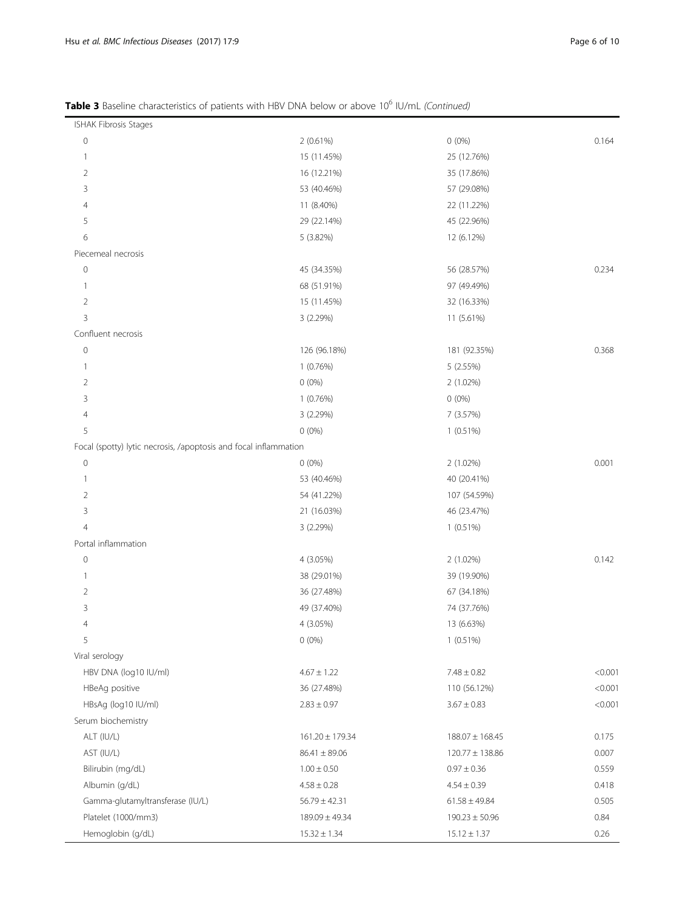**Table 3** Baseline characteristics of patients with HBV DNA below or above $10^6$ IU/mL *(Continued)*

| | | | |
|---|---|---|---|
| ISHAK Fibrosis Stages | | | |
| 0 | 2 (0.61%) | 0 (0%) | 0.164 |
| 1 | 15 (11.45%) | 25 (12.76%) | |
| 2 | 16 (12.21%) | 35 (17.86%) | |
| 3 | 53 (40.46%) | 57 (29.08%) | |
| 4 | 11 (8.40%) | 22 (11.22%) | |
| 5 | 29 (22.14%) | 45 (22.96%) | |
| 6 | 5 (3.82%) | 12 (6.12%) | |
| Piecemeal necrosis | | | |
| 0 | 45 (34.35%) | 56 (28.57%) | 0.234 |
| 1 | 68 (51.91%) | 97 (49.49%) | |
| 2 | 15 (11.45%) | 32 (16.33%) | |
| 3 | 3 (2.29%) | 11 (5.61%) | |
| Confluent necrosis | | | |
| 0 | 126 (96.18%) | 181 (92.35%) | 0.368 |
| 1 | 1 (0.76%) | 5 (2.55%) | |
| 2 | 0 (0%) | 2 (1.02%) | |
| 3 | 1 (0.76%) | 0 (0%) | |
| 4 | 3 (2.29%) | 7 (3.57%) | |
| 5 | 0 (0%) | 1 (0.51%) | |
| Focal (spotty) lytic necrosis, /apoptosis and focal inflammation | | | |
| 0 | 0 (0%) | 2 (1.02%) | 0.001 |
| 1 | 53 (40.46%) | 40 (20.41%) | |
| 2 | 54 (41.22%) | 107 (54.59%) | |
| 3 | 21 (16.03%) | 46 (23.47%) | |
| 4 | 3 (2.29%) | 1 (0.51%) | |
| Portal inflammation | | | |
| 0 | 4 (3.05%) | 2 (1.02%) | 0.142 |
| 1 | 38 (29.01%) | 39 (19.90%) | |
| 2 | 36 (27.48%) | 67 (34.18%) | |
| 3 | 49 (37.40%) | 74 (37.76%) | |
| 4 | 4 (3.05%) | 13 (6.63%) | |
| 5 | 0 (0%) | 1 (0.51%) | |
| Viral serology | | | |
| HBV DNA (log10 IU/ml) | 4.67 ± 1.22 | 7.48 ± 0.82 | <0.001 |
| HBeAg positive | 36 (27.48%) | 110 (56.12%) | <0.001 |
| HBsAg (log10 IU/ml) | 2.83 ± 0.97 | 3.67 ± 0.83 | <0.001 |
| Serum biochemistry | | | |
| ALT (IU/L) | 161.20 ± 179.34 | 188.07 ± 168.45 | 0.175 |
| AST (IU/L) | 86.41 ± 89.06 | 120.77 ± 138.86 | 0.007 |
| Bilirubin (mg/dL) | 1.00 ± 0.50 | 0.97 ± 0.36 | 0.559 |
| Albumin (g/dL) | 4.58 ± 0.28 | 4.54 ± 0.39 | 0.418 |
| Gamma-glutamyltransferase (IU/L) | 56.79 ± 42.31 | 61.58 ± 49.84 | 0.505 |
| Platelet (1000/mm3) | 189.09 ± 49.34 | 190.23 ± 50.96 | 0.84 |
| Hemoglobin (g/dL) | 15.32 ± 1.34 | 15.12 ± 1.37 | 0.26 |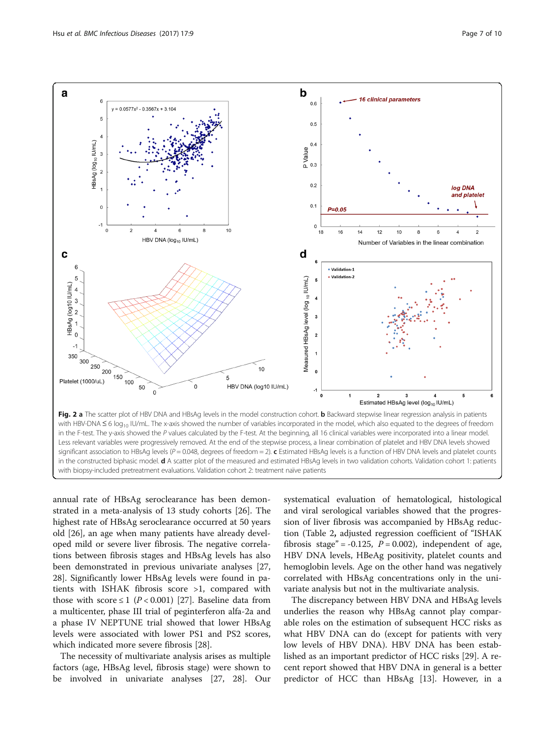**Fig. 2 a** The scatter plot of HBV DNA and HBsAg levels in the model construction cohort. **b** Backward stepwise linear regression analysis in patients with HBV-DNA ≤ 6 $\log_{10}$ IU/mL. The x-axis showed the number of variables incorporated in the model, which also equated to the degrees of freedom in the F-test. The y-axis showed the *P* values calculated by the F-test. At the beginning, all 16 clinical variables were incorporated into a linear model. Less relevant variables were progressively removed. At the end of the stepwise process, a linear combination of platelet and HBV DNA levels showed significant association to HBsAg levels ($P = 0.048$, degrees of freedom = 2). **c** Estimated HBsAg levels is a function of HBV DNA levels and platelet counts in the constructed biphasic model. **d** A scatter plot of the measured and estimated HBsAg levels in two validation cohorts. Validation cohort 1: patients with biopsy-included pretreatment evaluations. Validation cohort 2: treatment naïve patients

annual rate of HBsAg seroclearance has been demonstrated in a meta-analysis of 13 study cohorts [26]. The highest rate of HBsAg seroclearance occurred at 50 years old [26], an age when many patients have already developed mild or severe liver fibrosis. The negative correlations between fibrosis stages and HBsAg levels has also been demonstrated in previous univariate analyses [27, 28]. Significantly lower HBsAg levels were found in patients with ISHAK fibrosis score >1, compared with those with score ≤ 1 ($P < 0.001$) [27]. Baseline data from a multicenter, phase III trial of peginterferon alfa-2a and a phase IV NEPTUNE trial showed that lower HBsAg levels were associated with lower PS1 and PS2 scores, which indicated more severe fibrosis [28].

The necessity of multivariate analysis arises as multiple factors (age, HBsAg level, fibrosis stage) were shown to be involved in univariate analyses [27, 28]. Our systematical evaluation of hematological, histological and viral serological variables showed that the progression of liver fibrosis was accompanied by HBsAg reduction (Table 2, adjusted regression coefficient of "ISHAK fibrosis stage" = -0.125, $P = 0.002$), independent of age, HBV DNA levels, HBeAg positivity, platelet counts and hemoglobin levels. Age on the other hand was negatively correlated with HBsAg concentrations only in the univariate analysis but not in the multivariate analysis.

The discrepancy between HBV DNA and HBsAg levels underlies the reason why HBsAg cannot play comparable roles on the estimation of subsequent HCC risks as what HBV DNA can do (except for patients with very low levels of HBV DNA). HBV DNA has been established as an important predictor of HCC risks [29]. A recent report showed that HBV DNA in general is a better predictor of HCC than HBsAg [13]. However, in a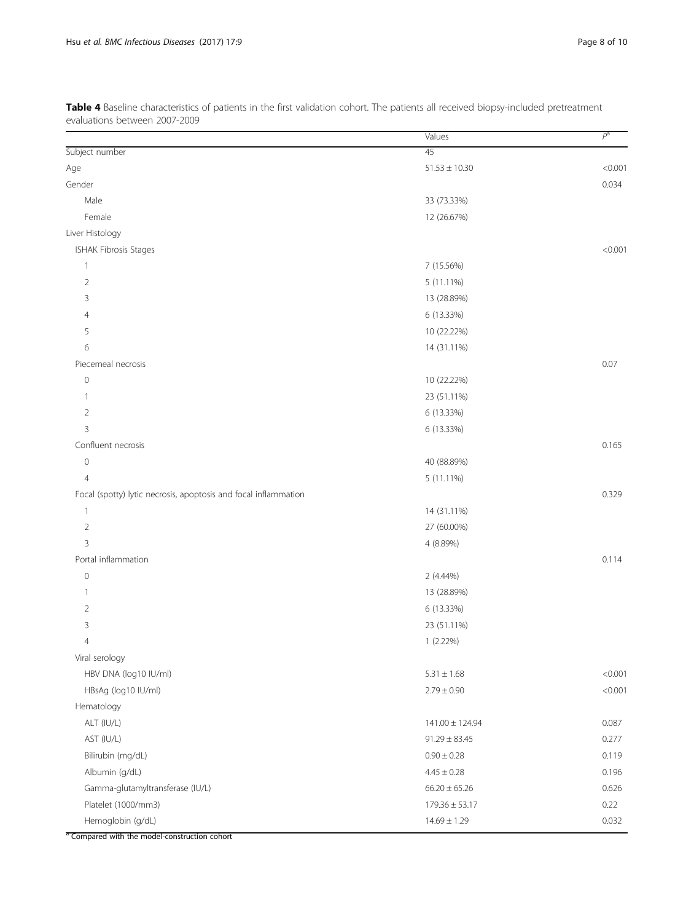**Table 4** Baseline characteristics of patients in the first validation cohort. The patients all received biopsy-included pretreatment evaluations between 2007-2009

| | Values | $P$[a] |
|---|---|---|
| Subject number | 45 | |
| Age | 51.53 ± 10.30 | <0.001 |
| Gender | | 0.034 |
| Male | 33 (73.33%) | |
| Female | 12 (26.67%) | |
| Liver Histology | | |
| ISHAK Fibrosis Stages | | <0.001 |
| 1 | 7 (15.56%) | |
| 2 | 5 (11.11%) | |
| 3 | 13 (28.89%) | |
| 4 | 6 (13.33%) | |
| 5 | 10 (22.22%) | |
| 6 | 14 (31.11%) | |
| Piecemeal necrosis | | 0.07 |
| 0 | 10 (22.22%) | |
| 1 | 23 (51.11%) | |
| 2 | 6 (13.33%) | |
| 3 | 6 (13.33%) | |
| Confluent necrosis | | 0.165 |
| 0 | 40 (88.89%) | |
| 4 | 5 (11.11%) | |
| Focal (spotty) lytic necrosis, apoptosis and focal inflammation | | 0.329 |
| 1 | 14 (31.11%) | |
| 2 | 27 (60.00%) | |
| 3 | 4 (8.89%) | |
| Portal inflammation | | 0.114 |
| 0 | 2 (4.44%) | |
| 1 | 13 (28.89%) | |
| 2 | 6 (13.33%) | |
| 3 | 23 (51.11%) | |
| 4 | 1 (2.22%) | |
| Viral serology | | |
| HBV DNA (log10 IU/ml) | 5.31 ± 1.68 | <0.001 |
| HBsAg (log10 IU/ml) | 2.79 ± 0.90 | <0.001 |
| Hematology | | |
| ALT (IU/L) | 141.00 ± 124.94 | 0.087 |
| AST (IU/L) | 91.29 ± 83.45 | 0.277 |
| Bilirubin (mg/dL) | 0.90 ± 0.28 | 0.119 |
| Albumin (g/dL) | 4.45 ± 0.28 | 0.196 |
| Gamma-glutamyltransferase (IU/L) | 66.20 ± 65.26 | 0.626 |
| Platelet (1000/mm3) | 179.36 ± 53.17 | 0.22 |
| Hemoglobin (g/dL) | 14.69 ± 1.29 | 0.032 |

[a] Compared with the model-construction cohort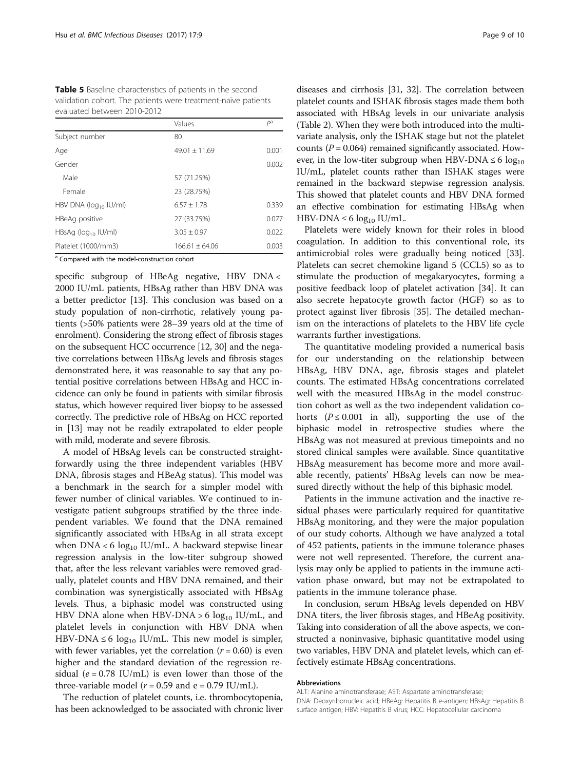**Table 5** Baseline characteristics of patients in the second validation cohort. The patients were treatment-naïve patients evaluated between 2010-2012

| | Values | $P^a$ |
|---|---|---|
| Subject number | 80 | |
| Age | 49.01 ± 11.69 | 0.001 |
| Gender | | 0.002 |
| Male | 57 (71.25%) | |
| Female | 23 (28.75%) | |
| HBV DNA ($log_{10}$ IU/ml) | 6.57 ± 1.78 | 0.339 |
| HBeAg positive | 27 (33.75%) | 0.077 |
| HBsAg ($log_{10}$ IU/ml) | 3.05 ± 0.97 | 0.022 |
| Platelet (1000/mm3) | 166.61 ± 64.06 | 0.003 |

[a] Compared with the model-construction cohort

specific subgroup of HBeAg negative, HBV DNA < 2000 IU/mL patients, HBsAg rather than HBV DNA was a better predictor [13]. This conclusion was based on a study population of non-cirrhotic, relatively young patients (>50% patients were 28–39 years old at the time of enrolment). Considering the strong effect of fibrosis stages on the subsequent HCC occurrence [12, 30] and the negative correlations between HBsAg levels and fibrosis stages demonstrated here, it was reasonable to say that any potential positive correlations between HBsAg and HCC incidence can only be found in patients with similar fibrosis status, which however required liver biopsy to be assessed correctly. The predictive role of HBsAg on HCC reported in [13] may not be readily extrapolated to elder people with mild, moderate and severe fibrosis.

A model of HBsAg levels can be constructed straightforwardly using the three independent variables (HBV DNA, fibrosis stages and HBeAg status). This model was a benchmark in the search for a simpler model with fewer number of clinical variables. We continued to investigate patient subgroups stratified by the three independent variables. We found that the DNA remained significantly associated with HBsAg in all strata except when DNA < 6 $log_{10}$ IU/mL. A backward stepwise linear regression analysis in the low-titer subgroup showed that, after the less relevant variables were removed gradually, platelet counts and HBV DNA remained, and their combination was synergistically associated with HBsAg levels. Thus, a biphasic model was constructed using HBV DNA alone when HBV-DNA > 6 $log_{10}$ IU/mL, and platelet levels in conjunction with HBV DNA when HBV-DNA ≤ 6 $log_{10}$ IU/mL. This new model is simpler, with fewer variables, yet the correlation ($r = 0.60$) is even higher and the standard deviation of the regression residual ($e = 0.78$ IU/mL) is even lower than those of the three-variable model ($r = 0.59$ and e = 0.79 IU/mL).

The reduction of platelet counts, i.e. thrombocytopenia, has been acknowledged to be associated with chronic liver diseases and cirrhosis [31, 32]. The correlation between platelet counts and ISHAK fibrosis stages made them both associated with HBsAg levels in our univariate analysis (Table 2). When they were both introduced into the multivariate analysis, only the ISHAK stage but not the platelet counts ($P = 0.064$) remained significantly associated. However, in the low-titer subgroup when HBV-DNA ≤ 6 $log_{10}$ IU/mL, platelet counts rather than ISHAK stages were remained in the backward stepwise regression analysis. This showed that platelet counts and HBV DNA formed an effective combination for estimating HBsAg when HBV-DNA ≤ 6 $log_{10}$ IU/mL.

Platelets were widely known for their roles in blood coagulation. In addition to this conventional role, its antimicrobial roles were gradually being noticed [33]. Platelets can secret chemokine ligand 5 (CCL5) so as to stimulate the production of megakaryocytes, forming a positive feedback loop of platelet activation [34]. It can also secrete hepatocyte growth factor (HGF) so as to protect against liver fibrosis [35]. The detailed mechanism on the interactions of platelets to the HBV life cycle warrants further investigations.

The quantitative modeling provided a numerical basis for our understanding on the relationship between HBsAg, HBV DNA, age, fibrosis stages and platelet counts. The estimated HBsAg concentrations correlated well with the measured HBsAg in the model construction cohort as well as the two independent validation cohorts ($P \leq 0.001$ in all), supporting the use of the biphasic model in retrospective studies where the HBsAg was not measured at previous timepoints and no stored clinical samples were available. Since quantitative HBsAg measurement has become more and more available recently, patients' HBsAg levels can now be measured directly without the help of this biphasic model.

Patients in the immune activation and the inactive residual phases were particularly required for quantitative HBsAg monitoring, and they were the major population of our study cohorts. Although we have analyzed a total of 452 patients, patients in the immune tolerance phases were not well represented. Therefore, the current analysis may only be applied to patients in the immune activation phase onward, but may not be extrapolated to patients in the immune tolerance phase.

In conclusion, serum HBsAg levels depended on HBV DNA titers, the liver fibrosis stages, and HBeAg positivity. Taking into consideration of all the above aspects, we constructed a noninvasive, biphasic quantitative model using two variables, HBV DNA and platelet levels, which can effectively estimate HBsAg concentrations.

#### Abbreviations

ALT: Alanine aminotransferase; AST: Aspartate aminotransferase; DNA: Deoxyribonucleic acid; HBeAg: Hepatitis B e-antigen; HBsAg: Hepatitis B surface antigen; HBV: Hepatitis B virus; HCC: Hepatocellular carcinoma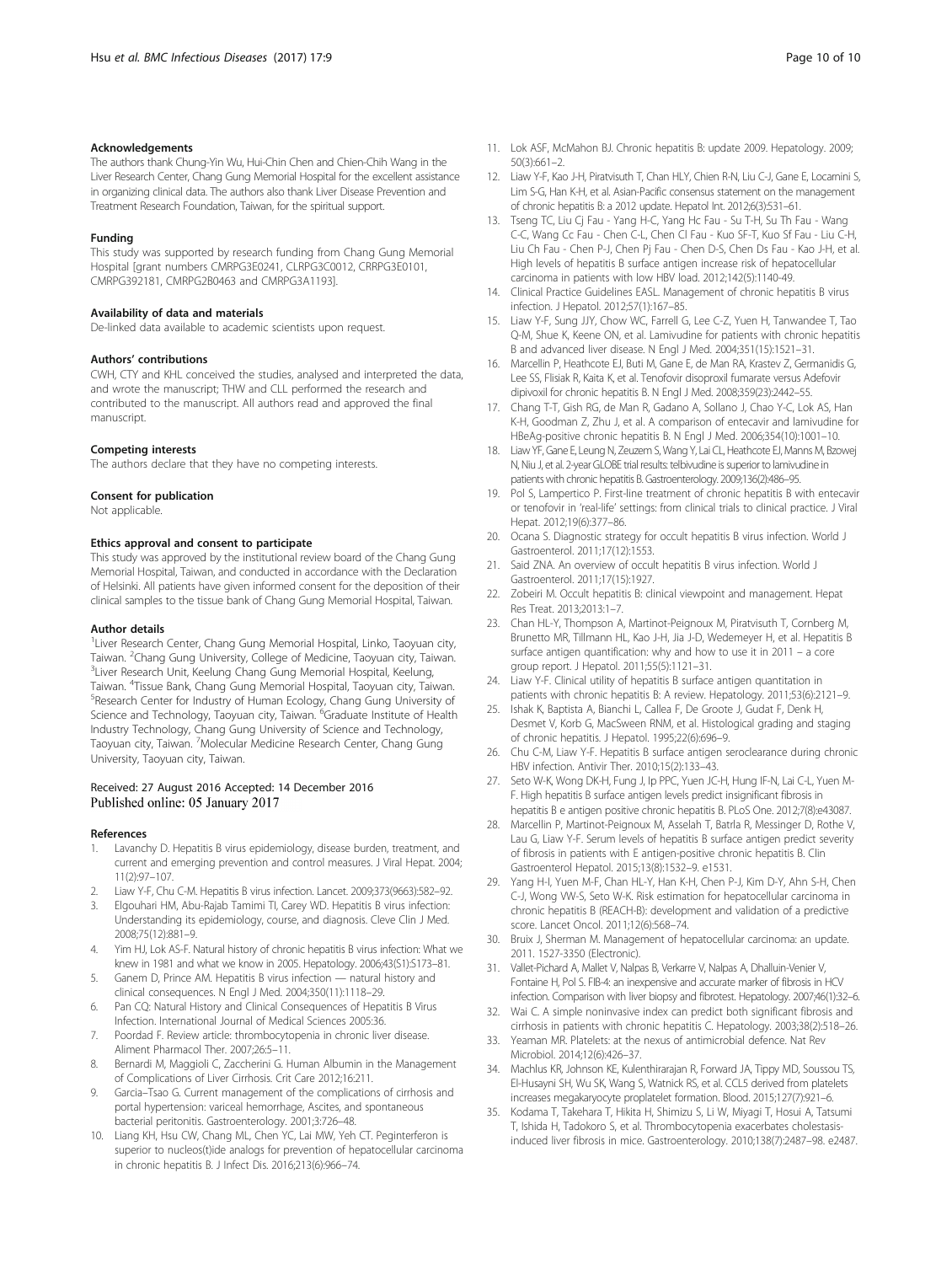#### Acknowledgements

The authors thank Chung-Yin Wu, Hui-Chin Chen and Chien-Chih Wang in the Liver Research Center, Chang Gung Memorial Hospital for the excellent assistance in organizing clinical data. The authors also thank Liver Disease Prevention and Treatment Research Foundation, Taiwan, for the spiritual support.

#### Funding

This study was supported by research funding from Chang Gung Memorial Hospital [grant numbers CMRPG3E0241, CLRPG3C0012, CRRPG3E0101, CMRPG392181, CMRPG2B0463 and CMRPG3A1193].

#### Availability of data and materials

De-linked data available to academic scientists upon request.

#### Authors' contributions

CWH, CTY and KHL conceived the studies, analysed and interpreted the data, and wrote the manuscript; THW and CLL performed the research and contributed to the manuscript. All authors read and approved the final manuscript.

#### Competing interests

The authors declare that they have no competing interests.

#### Consent for publication

Not applicable.

#### Ethics approval and consent to participate

This study was approved by the institutional review board of the Chang Gung Memorial Hospital, Taiwan, and conducted in accordance with the Declaration of Helsinki. All patients have given informed consent for the deposition of their clinical samples to the tissue bank of Chang Gung Memorial Hospital, Taiwan.

#### Author details

[1]Liver Research Center, Chang Gung Memorial Hospital, Linko, Taoyuan city, Taiwan. [2]Chang Gung University, College of Medicine, Taoyuan city, Taiwan. [3]Liver Research Unit, Keelung Chang Gung Memorial Hospital, Keelung, Taiwan. [4]Tissue Bank, Chang Gung Memorial Hospital, Taoyuan city, Taiwan. [5]Research Center for Industry of Human Ecology, Chang Gung University of Science and Technology, Taoyuan city, Taiwan. [6]Graduate Institute of Health Industry Technology, Chang Gung University of Science and Technology, Taoyuan city, Taiwan. [7]Molecular Medicine Research Center, Chang Gung University, Taoyuan city, Taiwan.

Received: 27 August 2016 Accepted: 14 December 2016
Published online: 05 January 2017

#### References

1. Lavanchy D. Hepatitis B virus epidemiology, disease burden, treatment, and current and emerging prevention and control measures. J Viral Hepat. 2004; 11(2):97–107.
2. Liaw Y-F, Chu C-M. Hepatitis B virus infection. Lancet. 2009;373(9663):582–92.
3. Elgouhari HM, Abu-Rajab Tamimi TI, Carey WD. Hepatitis B virus infection: Understanding its epidemiology, course, and diagnosis. Cleve Clin J Med. 2008;75(12):881–9.
4. Yim HJ, Lok AS-F. Natural history of chronic hepatitis B virus infection: What we knew in 1981 and what we know in 2005. Hepatology. 2006;43(S1):S173–81.
5. Ganem D, Prince AM. Hepatitis B virus infection — natural history and clinical consequences. N Engl J Med. 2004;350(11):1118–29.
6. Pan CQ: Natural History and Clinical Consequences of Hepatitis B Virus Infection. International Journal of Medical Sciences 2005:36.
7. Poordad F. Review article: thrombocytopenia in chronic liver disease. Aliment Pharmacol Ther. 2007;26:5–11.
8. Bernardi M, Maggioli C, Zaccherini G. Human Albumin in the Management of Complications of Liver Cirrhosis. Crit Care 2012;16:211.
9. Garcia–Tsao G. Current management of the complications of cirrhosis and portal hypertension: variceal hemorrhage, Ascites, and spontaneous bacterial peritonitis. Gastroenterology. 2001;3:726–48.
10. Liang KH, Hsu CW, Chang ML, Chen YC, Lai MW, Yeh CT. Peginterferon is superior to nucleos(t)ide analogs for prevention of hepatocellular carcinoma in chronic hepatitis B. J Infect Dis. 2016;213(6):966–74.
11. Lok ASF, McMahon BJ. Chronic hepatitis B: update 2009. Hepatology. 2009; 50(3):661–2.
12. Liaw Y-F, Kao J-H, Piratvisuth T, Chan HLY, Chien R-N, Liu C-J, Gane E, Locarnini S, Lim S-G, Han K-H, et al. Asian-Pacific consensus statement on the management of chronic hepatitis B: a 2012 update. Hepatol Int. 2012;6(3):531–61.
13. Tseng TC, Liu Cj Fau - Yang H-C, Yang Hc Fau - Su T-H, Su Th Fau - Wang C-C, Wang Cc Fau - Chen C-L, Chen Cl Fau - Kuo SF-T, Kuo Sf Fau - Liu C-H, Liu Ch Fau - Chen P-J, Chen Pj Fau - Chen D-S, Chen Ds Fau - Kao J-H, et al. High levels of hepatitis B surface antigen increase risk of hepatocellular carcinoma in patients with low HBV load. 2012;142(5):1140-49.
14. Clinical Practice Guidelines EASL. Management of chronic hepatitis B virus infection. J Hepatol. 2012;57(1):167–85.
15. Liaw Y-F, Sung JJY, Chow WC, Farrell G, Lee C-Z, Yuen H, Tanwandee T, Tao Q-M, Shue K, Keene ON, et al. Lamivudine for patients with chronic hepatitis B and advanced liver disease. N Engl J Med. 2004;351(15):1521–31.
16. Marcellin P, Heathcote EJ, Buti M, Gane E, de Man RA, Krastev Z, Germanidis G, Lee SS, Flisiak R, Kaita K, et al. Tenofovir disoproxil fumarate versus Adefovir dipivoxil for chronic hepatitis B. N Engl J Med. 2008;359(23):2442–55.
17. Chang T-T, Gish RG, de Man R, Gadano A, Sollano J, Chao Y-C, Lok AS, Han K-H, Goodman Z, Zhu J, et al. A comparison of entecavir and lamivudine for HBeAg-positive chronic hepatitis B. N Engl J Med. 2006;354(10):1001–10.
18. Liaw YF, Gane E, Leung N, Zeuzem S, Wang Y, Lai CL, Heathcote EJ, Manns M, Bzowej N, Niu J, et al. 2-year GLOBE trial results: telbivudine is superior to lamivudine in patients with chronic hepatitis B. Gastroenterology. 2009;136(2):486–95.
19. Pol S, Lampertico P. First-line treatment of chronic hepatitis B with entecavir or tenofovir in 'real-life' settings: from clinical trials to clinical practice. J Viral Hepat. 2012;19(6):377–86.
20. Ocana S. Diagnostic strategy for occult hepatitis B virus infection. World J Gastroenterol. 2011;17(12):1553.
21. Said ZNA. An overview of occult hepatitis B virus infection. World J Gastroenterol. 2011;17(15):1927.
22. Zobeiri M. Occult hepatitis B: clinical viewpoint and management. Hepat Res Treat. 2013;2013:1–7.
23. Chan HL-Y, Thompson A, Martinot-Peignoux M, Piratvisuth T, Cornberg M, Brunetto MR, Tillmann HL, Kao J-H, Jia J-D, Wedemeyer H, et al. Hepatitis B surface antigen quantification: why and how to use it in 2011 – a core group report. J Hepatol. 2011;55(5):1121–31.
24. Liaw Y-F. Clinical utility of hepatitis B surface antigen quantitation in patients with chronic hepatitis B: A review. Hepatology. 2011;53(6):2121–9.
25. Ishak K, Baptista A, Bianchi L, Callea F, De Groote J, Gudat F, Denk H, Desmet V, Korb G, MacSween RNM, et al. Histological grading and staging of chronic hepatitis. J Hepatol. 1995;22(6):696–9.
26. Chu C-M, Liaw Y-F. Hepatitis B surface antigen seroclearance during chronic HBV infection. Antivir Ther. 2010;15(2):133–43.
27. Seto W-K, Wong DK-H, Fung J, Ip PPC, Yuen JC-H, Hung IF-N, Lai C-L, Yuen M-F. High hepatitis B surface antigen levels predict insignificant fibrosis in hepatitis B e antigen positive chronic hepatitis B. PLoS One. 2012;7(8):e43087.
28. Marcellin P, Martinot-Peignoux M, Asselah T, Batrla R, Messinger D, Rothe V, Lau G, Liaw Y-F. Serum levels of hepatitis B surface antigen predict severity of fibrosis in patients with E antigen-positive chronic hepatitis B. Clin Gastroenterol Hepatol. 2015;13(8):1532–9. e1531.
29. Yang H-I, Yuen M-F, Chan HL-Y, Han K-H, Chen P-J, Kim D-Y, Ahn S-H, Chen C-J, Wong VW-S, Seto W-K. Risk estimation for hepatocellular carcinoma in chronic hepatitis B (REACH-B): development and validation of a predictive score. Lancet Oncol. 2011;12(6):568–74.
30. Bruix J, Sherman M. Management of hepatocellular carcinoma: an update. 2011. 1527-3350 (Electronic).
31. Vallet-Pichard A, Mallet V, Nalpas B, Verkarre V, Nalpas A, Dhalluin-Venier V, Fontaine H, Pol S. FIB-4: an inexpensive and accurate marker of fibrosis in HCV infection. Comparison with liver biopsy and fibrotest. Hepatology. 2007;46(1):32–6.
32. Wai C. A simple noninvasive index can predict both significant fibrosis and cirrhosis in patients with chronic hepatitis C. Hepatology. 2003;38(2):518–26.
33. Yeaman MR. Platelets: at the nexus of antimicrobial defence. Nat Rev Microbiol. 2014;12(6):426–37.
34. Machlus KR, Johnson KE, Kulenthirarajan R, Forward JA, Tippy MD, Soussou TS, El-Husayni SH, Wu SK, Wang S, Watnick RS, et al. CCL5 derived from platelets increases megakaryocyte proplatelet formation. Blood. 2015;127(7):921–6.
35. Kodama T, Takehara T, Hikita H, Shimizu S, Li W, Miyagi T, Hosui A, Tatsumi T, Ishida H, Tadokoro S, et al. Thrombocytopenia exacerbates cholestasis-induced liver fibrosis in mice. Gastroenterology. 2010;138(7):2487–98. e2487.